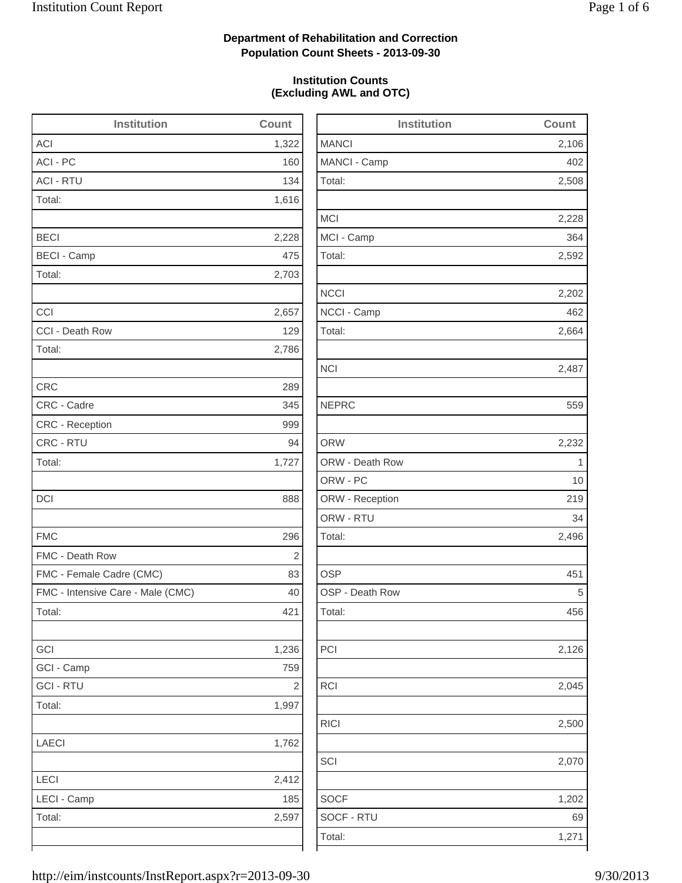**Department of Rehabilitation and Correction**
**Population Count Sheets - 2013-09-30**

**Institution Counts**
**(Excluding AWL and OTC)**

| Institution | Count |
|---|---|
| ACI | 1,322 |
| ACI - PC | 160 |
| ACI - RTU | 134 |
| Total: | 1,616 |
| | |
| BECI | 2,228 |
| BECI - Camp | 475 |
| Total: | 2,703 |
| | |
| CCI | 2,657 |
| CCI - Death Row | 129 |
| Total: | 2,786 |
| | |
| CRC | 289 |
| CRC - Cadre | 345 |
| CRC - Reception | 999 |
| CRC - RTU | 94 |
| Total: | 1,727 |
| | |
| DCI | 888 |
| | |
| FMC | 296 |
| FMC - Death Row | 2 |
| FMC - Female Cadre (CMC) | 83 |
| FMC - Intensive Care - Male (CMC) | 40 |
| Total: | 421 |
| | |
| GCI | 1,236 |
| GCI - Camp | 759 |
| GCI - RTU | 2 |
| Total: | 1,997 |
| | |
| LAECI | 1,762 |
| | |
| LECI | 2,412 |
| LECI - Camp | 185 |
| Total: | 2,597 |

| Institution | Count |
|---|---|
| MANCI | 2,106 |
| MANCI - Camp | 402 |
| Total: | 2,508 |
| | |
| MCI | 2,228 |
| MCI - Camp | 364 |
| Total: | 2,592 |
| | |
| NCCI | 2,202 |
| NCCI - Camp | 462 |
| Total: | 2,664 |
| | |
| NCI | 2,487 |
| | |
| NEPRC | 559 |
| | |
| ORW | 2,232 |
| ORW - Death Row | 1 |
| ORW - PC | 10 |
| ORW - Reception | 219 |
| ORW - RTU | 34 |
| Total: | 2,496 |
| | |
| OSP | 451 |
| OSP - Death Row | 5 |
| Total: | 456 |
| | |
| PCI | 2,126 |
| | |
| RCI | 2,045 |
| | |
| RICI | 2,500 |
| | |
| SCI | 2,070 |
| | |
| SOCF | 1,202 |
| SOCF - RTU | 69 |
| Total: | 1,271 |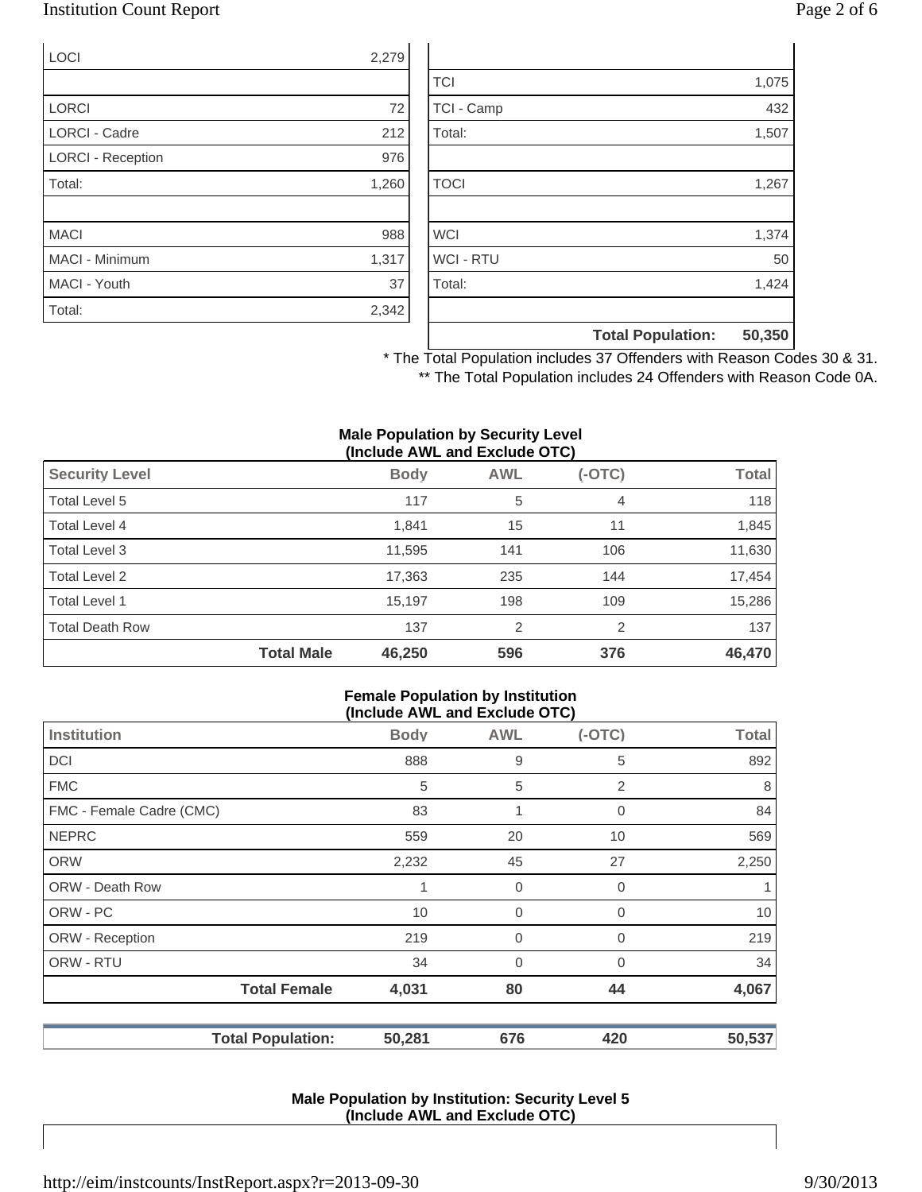| | |
|---|---|
| LOCI | 2,279 |
| | |
| LORCI | 72 |
| LORCI - Cadre | 212 |
| LORCI - Reception | 976 |
| Total: | 1,260 |
| | |
| MACI | 988 |
| MACI - Minimum | 1,317 |
| MACI - Youth | 37 |
| Total: | 2,342 |

| | |
|---|---|
| | |
| TCI | 1,075 |
| TCI - Camp | 432 |
| Total: | 1,507 |
| | |
| TOCI | 1,267 |
| | |
| WCI | 1,374 |
| WCI - RTU | 50 |
| Total: | 1,424 |
| | |
| **Total Population:** | **50,350** |

\* The Total Population includes 37 Offenders with Reason Codes 30 & 31.

\*\* The Total Population includes 24 Offenders with Reason Code 0A.

**Male Population by Security Level (Include AWL and Exclude OTC)**

| Security Level | | Body | AWL | (-OTC) | Total |
|---|---|---|---|---|---|
| Total Level 5 | | 117 | 5 | 4 | 118 |
| Total Level 4 | | 1,841 | 15 | 11 | 1,845 |
| Total Level 3 | | 11,595 | 141 | 106 | 11,630 |
| Total Level 2 | | 17,363 | 235 | 144 | 17,454 |
| Total Level 1 | | 15,197 | 198 | 109 | 15,286 |
| Total Death Row | | 137 | 2 | 2 | 137 |
| | **Total Male** | **46,250** | **596** | **376** | **46,470** |

**Female Population by Institution (Include AWL and Exclude OTC)**

| Institution | | Body | AWL | (-OTC) | Total |
|---|---|---|---|---|---|
| DCI | | 888 | 9 | 5 | 892 |
| FMC | | 5 | 5 | 2 | 8 |
| FMC - Female Cadre (CMC) | | 83 | 1 | 0 | 84 |
| NEPRC | | 559 | 20 | 10 | 569 |
| ORW | | 2,232 | 45 | 27 | 2,250 |
| ORW - Death Row | | 1 | 0 | 0 | 1 |
| ORW - PC | | 10 | 0 | 0 | 10 |
| ORW - Reception | | 219 | 0 | 0 | 219 |
| ORW - RTU | | 34 | 0 | 0 | 34 |
| | **Total Female** | **4,031** | **80** | **44** | **4,067** |
| | **Total Population:** | **50,281** | **676** | **420** | **50,537** |

**Male Population by Institution: Security Level 5 (Include AWL and Exclude OTC)**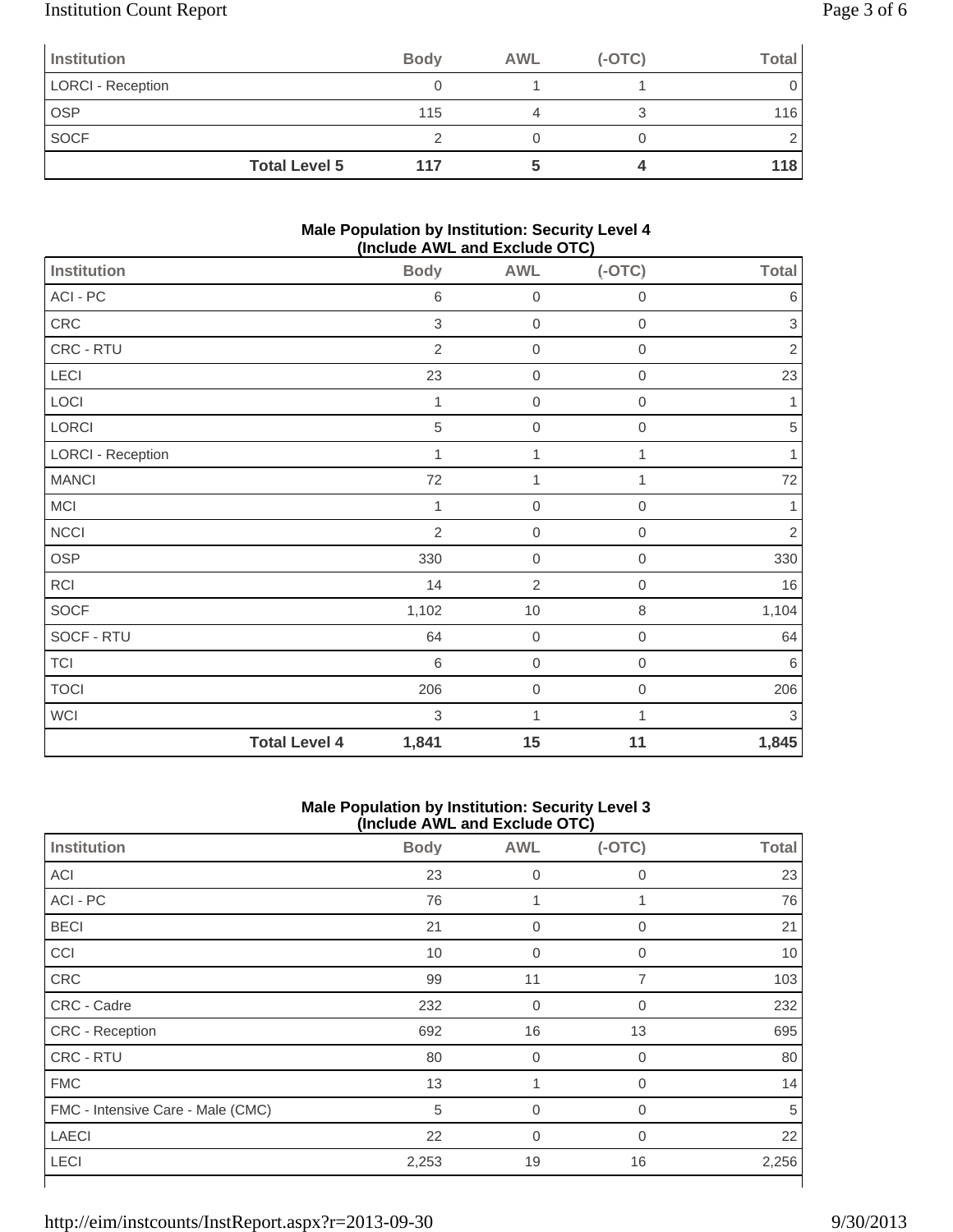| Institution | Body | AWL | (-OTC) | Total |
|---|---|---|---|---|
| LORCI - Reception | 0 | 1 | 1 | 0 |
| OSP | 115 | 4 | 3 | 116 |
| SOCF | 2 | 0 | 0 | 2 |
| **Total Level 5** | **117** | **5** | **4** | **118** |

### Male Population by Institution: Security Level 4 (Include AWL and Exclude OTC)

| Institution | Body | AWL | (-OTC) | Total |
|---|---|---|---|---|
| ACI - PC | 6 | 0 | 0 | 6 |
| CRC | 3 | 0 | 0 | 3 |
| CRC - RTU | 2 | 0 | 0 | 2 |
| LECI | 23 | 0 | 0 | 23 |
| LOCI | 1 | 0 | 0 | 1 |
| LORCI | 5 | 0 | 0 | 5 |
| LORCI - Reception | 1 | 1 | 1 | 1 |
| MANCI | 72 | 1 | 1 | 72 |
| MCI | 1 | 0 | 0 | 1 |
| NCCI | 2 | 0 | 0 | 2 |
| OSP | 330 | 0 | 0 | 330 |
| RCI | 14 | 2 | 0 | 16 |
| SOCF | 1,102 | 10 | 8 | 1,104 |
| SOCF - RTU | 64 | 0 | 0 | 64 |
| TCI | 6 | 0 | 0 | 6 |
| TOCI | 206 | 0 | 0 | 206 |
| WCI | 3 | 1 | 1 | 3 |
| **Total Level 4** | **1,841** | **15** | **11** | **1,845** |

### Male Population by Institution: Security Level 3 (Include AWL and Exclude OTC)

| Institution | Body | AWL | (-OTC) | Total |
|---|---|---|---|---|
| ACI | 23 | 0 | 0 | 23 |
| ACI - PC | 76 | 1 | 1 | 76 |
| BECI | 21 | 0 | 0 | 21 |
| CCI | 10 | 0 | 0 | 10 |
| CRC | 99 | 11 | 7 | 103 |
| CRC - Cadre | 232 | 0 | 0 | 232 |
| CRC - Reception | 692 | 16 | 13 | 695 |
| CRC - RTU | 80 | 0 | 0 | 80 |
| FMC | 13 | 1 | 0 | 14 |
| FMC - Intensive Care - Male (CMC) | 5 | 0 | 0 | 5 |
| LAECI | 22 | 0 | 0 | 22 |
| LECI | 2,253 | 19 | 16 | 2,256 |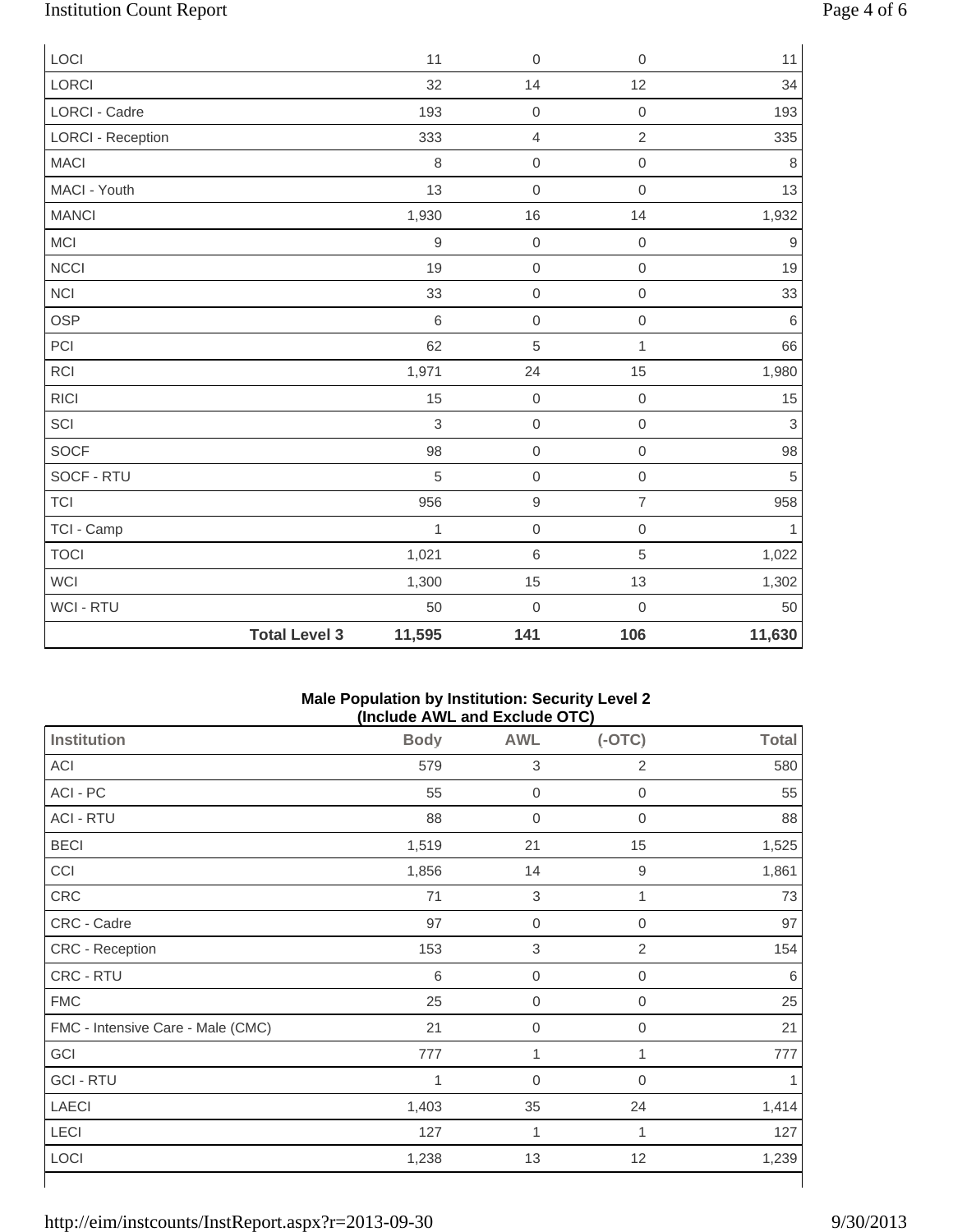| | | | | |
|---|---|---|---|---|
| LOCI | 11 | 0 | 0 | 11 |
| LORCI | 32 | 14 | 12 | 34 |
| LORCI - Cadre | 193 | 0 | 0 | 193 |
| LORCI - Reception | 333 | 4 | 2 | 335 |
| MACI | 8 | 0 | 0 | 8 |
| MACI - Youth | 13 | 0 | 0 | 13 |
| MANCI | 1,930 | 16 | 14 | 1,932 |
| MCI | 9 | 0 | 0 | 9 |
| NCCI | 19 | 0 | 0 | 19 |
| NCI | 33 | 0 | 0 | 33 |
| OSP | 6 | 0 | 0 | 6 |
| PCI | 62 | 5 | 1 | 66 |
| RCI | 1,971 | 24 | 15 | 1,980 |
| RICI | 15 | 0 | 0 | 15 |
| SCI | 3 | 0 | 0 | 3 |
| SOCF | 98 | 0 | 0 | 98 |
| SOCF - RTU | 5 | 0 | 0 | 5 |
| TCI | 956 | 9 | 7 | 958 |
| TCI - Camp | 1 | 0 | 0 | 1 |
| TOCI | 1,021 | 6 | 5 | 1,022 |
| WCI | 1,300 | 15 | 13 | 1,302 |
| WCI - RTU | 50 | 0 | 0 | 50 |
| **Total Level 3** | **11,595** | **141** | **106** | **11,630** |

**Male Population by Institution: Security Level 2**
**(Include AWL and Exclude OTC)**

| Institution | Body | AWL | (-OTC) | Total |
|---|---|---|---|---|
| ACI | 579 | 3 | 2 | 580 |
| ACI - PC | 55 | 0 | 0 | 55 |
| ACI - RTU | 88 | 0 | 0 | 88 |
| BECI | 1,519 | 21 | 15 | 1,525 |
| CCI | 1,856 | 14 | 9 | 1,861 |
| CRC | 71 | 3 | 1 | 73 |
| CRC - Cadre | 97 | 0 | 0 | 97 |
| CRC - Reception | 153 | 3 | 2 | 154 |
| CRC - RTU | 6 | 0 | 0 | 6 |
| FMC | 25 | 0 | 0 | 25 |
| FMC - Intensive Care - Male (CMC) | 21 | 0 | 0 | 21 |
| GCI | 777 | 1 | 1 | 777 |
| GCI - RTU | 1 | 0 | 0 | 1 |
| LAECI | 1,403 | 35 | 24 | 1,414 |
| LECI | 127 | 1 | 1 | 127 |
| LOCI | 1,238 | 13 | 12 | 1,239 |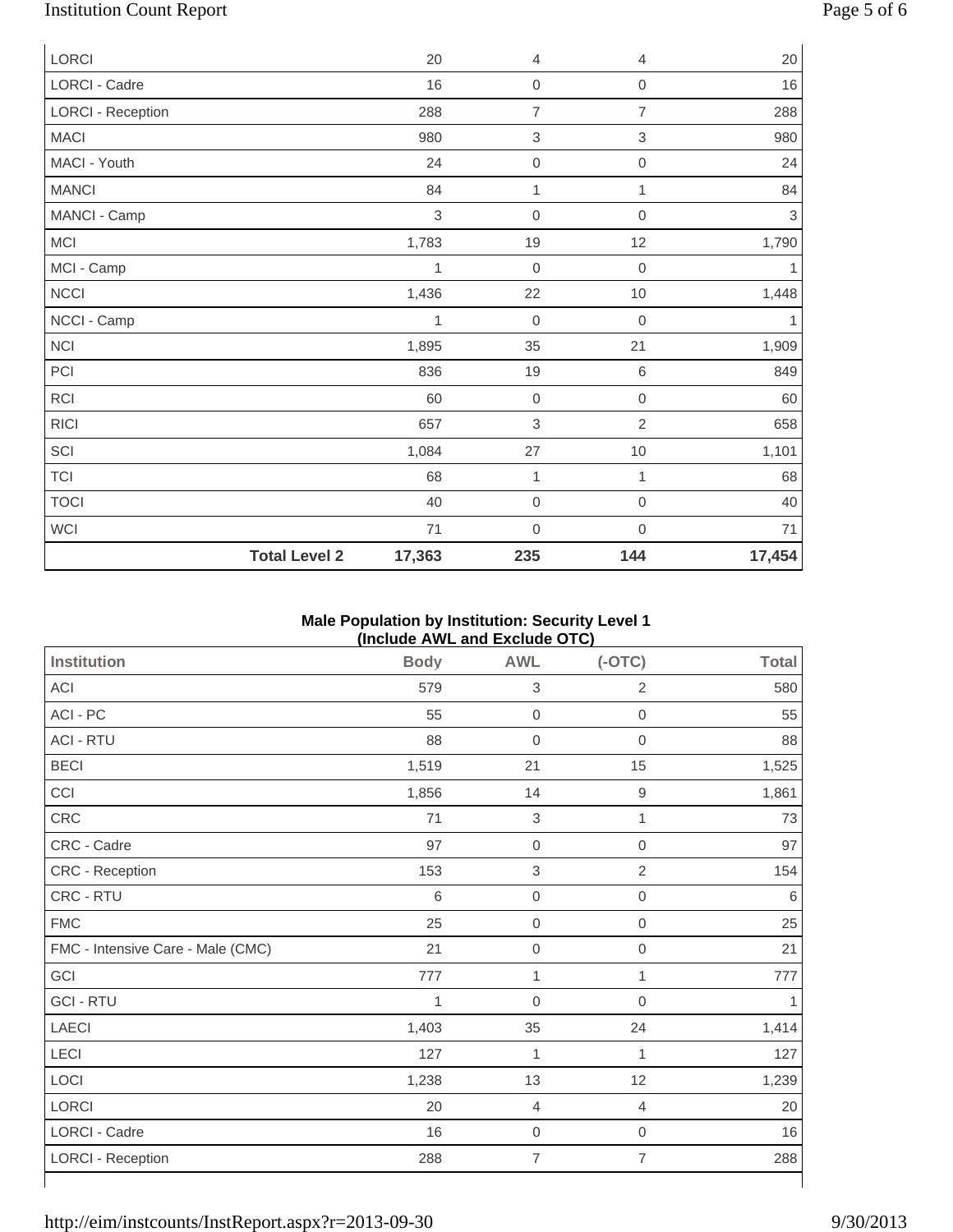| | Body | AWL | (-OTC) | Total |
|---|---|---|---|---|
| LORCI | 20 | 4 | 4 | 20 |
| LORCI - Cadre | 16 | 0 | 0 | 16 |
| LORCI - Reception | 288 | 7 | 7 | 288 |
| MACI | 980 | 3 | 3 | 980 |
| MACI - Youth | 24 | 0 | 0 | 24 |
| MANCI | 84 | 1 | 1 | 84 |
| MANCI - Camp | 3 | 0 | 0 | 3 |
| MCI | 1,783 | 19 | 12 | 1,790 |
| MCI - Camp | 1 | 0 | 0 | 1 |
| NCCI | 1,436 | 22 | 10 | 1,448 |
| NCCI - Camp | 1 | 0 | 0 | 1 |
| NCI | 1,895 | 35 | 21 | 1,909 |
| PCI | 836 | 19 | 6 | 849 |
| RCI | 60 | 0 | 0 | 60 |
| RICI | 657 | 3 | 2 | 658 |
| SCI | 1,084 | 27 | 10 | 1,101 |
| TCI | 68 | 1 | 1 | 68 |
| TOCI | 40 | 0 | 0 | 40 |
| WCI | 71 | 0 | 0 | 71 |
| **Total Level 2** | **17,363** | **235** | **144** | **17,454** |

**Male Population by Institution: Security Level 1 (Include AWL and Exclude OTC)**

| Institution | Body | AWL | (-OTC) | Total |
|---|---|---|---|---|
| ACI | 579 | 3 | 2 | 580 |
| ACI - PC | 55 | 0 | 0 | 55 |
| ACI - RTU | 88 | 0 | 0 | 88 |
| BECI | 1,519 | 21 | 15 | 1,525 |
| CCI | 1,856 | 14 | 9 | 1,861 |
| CRC | 71 | 3 | 1 | 73 |
| CRC - Cadre | 97 | 0 | 0 | 97 |
| CRC - Reception | 153 | 3 | 2 | 154 |
| CRC - RTU | 6 | 0 | 0 | 6 |
| FMC | 25 | 0 | 0 | 25 |
| FMC - Intensive Care - Male (CMC) | 21 | 0 | 0 | 21 |
| GCI | 777 | 1 | 1 | 777 |
| GCI - RTU | 1 | 0 | 0 | 1 |
| LAECI | 1,403 | 35 | 24 | 1,414 |
| LECI | 127 | 1 | 1 | 127 |
| LOCI | 1,238 | 13 | 12 | 1,239 |
| LORCI | 20 | 4 | 4 | 20 |
| LORCI - Cadre | 16 | 0 | 0 | 16 |
| LORCI - Reception | 288 | 7 | 7 | 288 |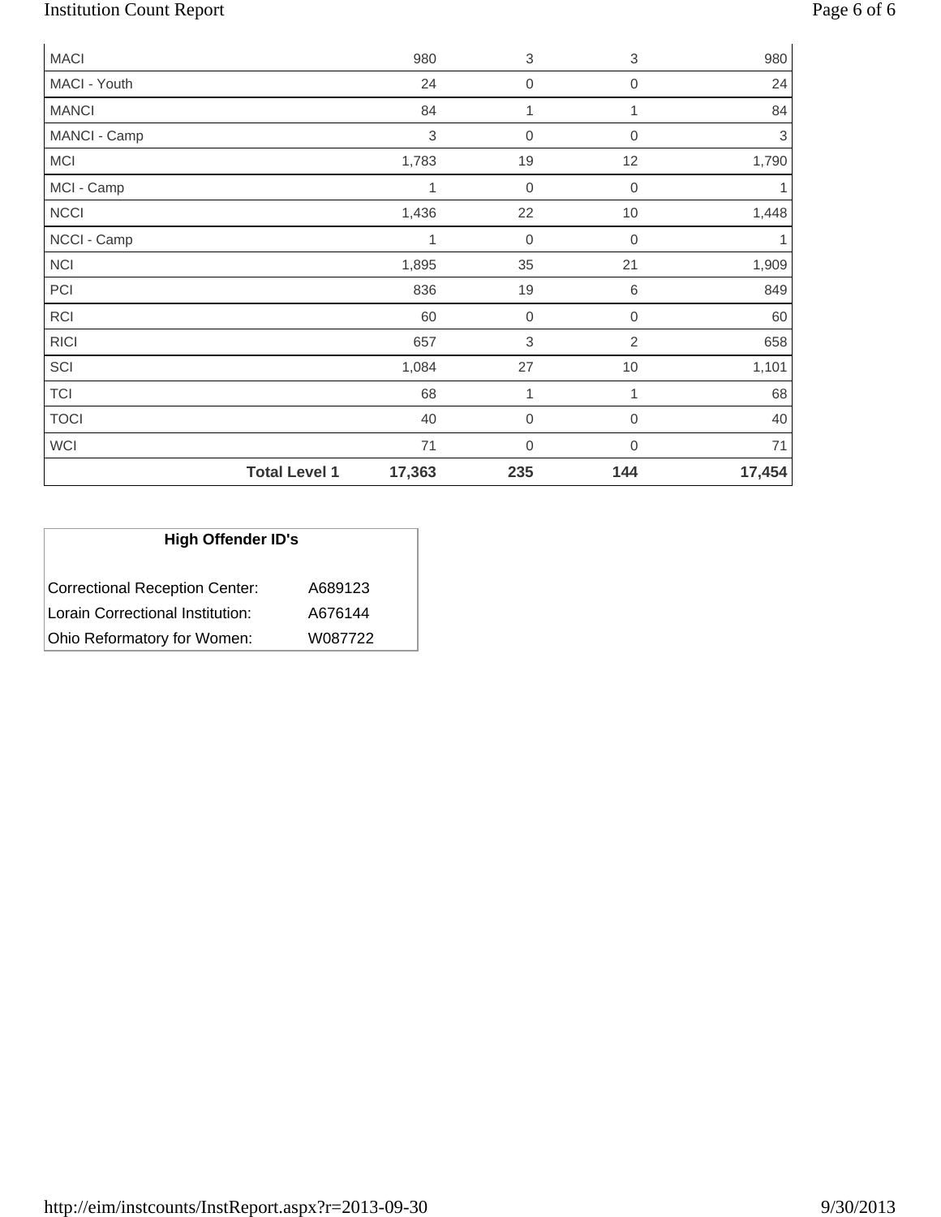| | | | | |
|---|---|---|---|---|
| MACI | 980 | 3 | 3 | 980 |
| MACI - Youth | 24 | 0 | 0 | 24 |
| MANCI | 84 | 1 | 1 | 84 |
| MANCI - Camp | 3 | 0 | 0 | 3 |
| MCI | 1,783 | 19 | 12 | 1,790 |
| MCI - Camp | 1 | 0 | 0 | 1 |
| NCCI | 1,436 | 22 | 10 | 1,448 |
| NCCI - Camp | 1 | 0 | 0 | 1 |
| NCI | 1,895 | 35 | 21 | 1,909 |
| PCI | 836 | 19 | 6 | 849 |
| RCI | 60 | 0 | 0 | 60 |
| RICI | 657 | 3 | 2 | 658 |
| SCI | 1,084 | 27 | 10 | 1,101 |
| TCI | 68 | 1 | 1 | 68 |
| TOCI | 40 | 0 | 0 | 40 |
| WCI | 71 | 0 | 0 | 71 |
| **Total Level 1** | **17,363** | **235** | **144** | **17,454** |

| High Offender ID's | |
|---|---|
| Correctional Reception Center: | A689123 |
| Lorain Correctional Institution: | A676144 |
| Ohio Reformatory for Women: | W087722 |